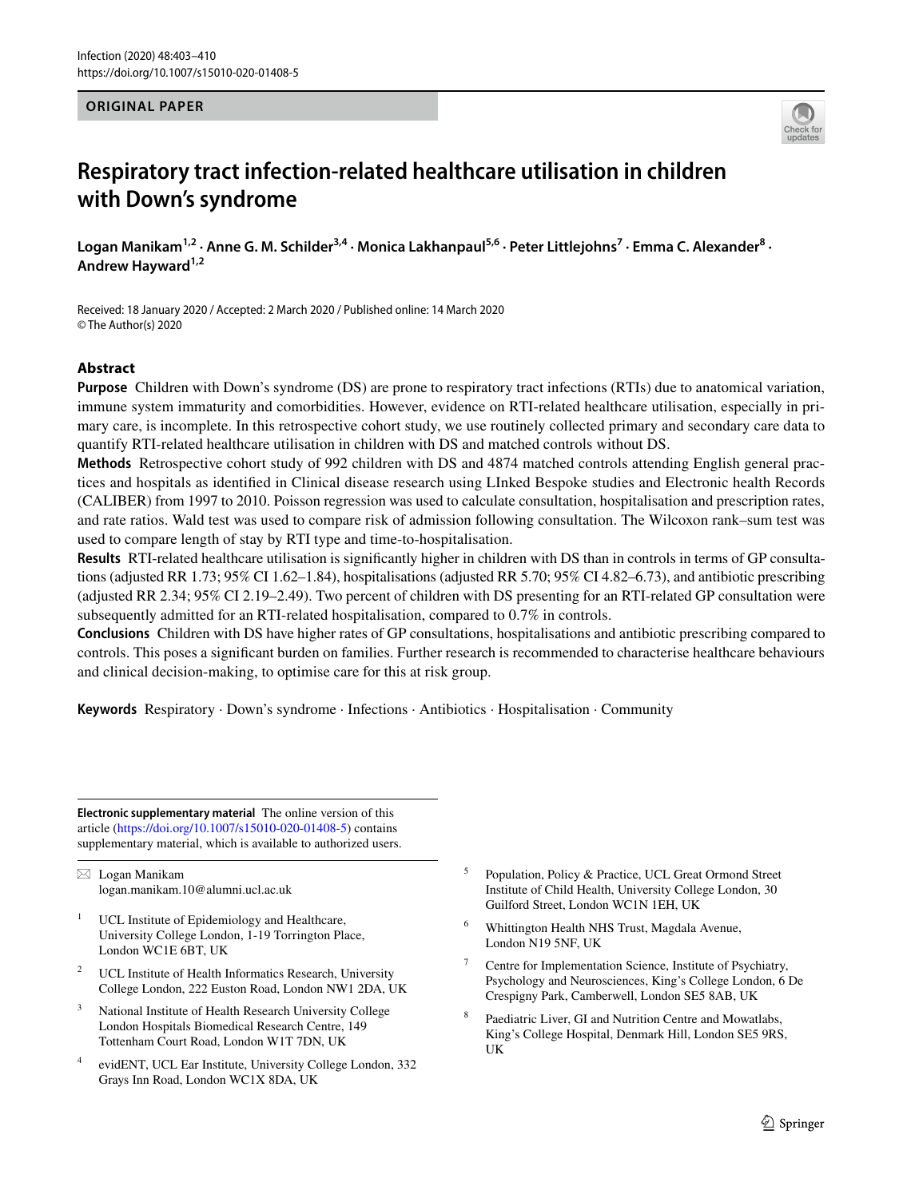ORIGINAL PAPER

# Respiratory tract infection-related healthcare utilisation in children with Down's syndrome

**Logan Manikam[1,2] · Anne G. M. Schilder[3,4] · Monica Lakhanpaul[5,6] · Peter Littlejohns[7] · Emma C. Alexander[8] · Andrew Hayward[1,2]**

Received: 18 January 2020 / Accepted: 2 March 2020 / Published online: 14 March 2020
© The Author(s) 2020

## Abstract

**Purpose** Children with Down's syndrome (DS) are prone to respiratory tract infections (RTIs) due to anatomical variation, immune system immaturity and comorbidities. However, evidence on RTI-related healthcare utilisation, especially in primary care, is incomplete. In this retrospective cohort study, we use routinely collected primary and secondary care data to quantify RTI-related healthcare utilisation in children with DS and matched controls without DS.

**Methods** Retrospective cohort study of 992 children with DS and 4874 matched controls attending English general practices and hospitals as identified in Clinical disease research using LInked Bespoke studies and Electronic health Records (CALIBER) from 1997 to 2010. Poisson regression was used to calculate consultation, hospitalisation and prescription rates, and rate ratios. Wald test was used to compare risk of admission following consultation. The Wilcoxon rank–sum test was used to compare length of stay by RTI type and time-to-hospitalisation.

**Results** RTI-related healthcare utilisation is significantly higher in children with DS than in controls in terms of GP consultations (adjusted RR 1.73; 95% CI 1.62–1.84), hospitalisations (adjusted RR 5.70; 95% CI 4.82–6.73), and antibiotic prescribing (adjusted RR 2.34; 95% CI 2.19–2.49). Two percent of children with DS presenting for an RTI-related GP consultation were subsequently admitted for an RTI-related hospitalisation, compared to 0.7% in controls.

**Conclusions** Children with DS have higher rates of GP consultations, hospitalisations and antibiotic prescribing compared to controls. This poses a significant burden on families. Further research is recommended to characterise healthcare behaviours and clinical decision-making, to optimise care for this at risk group.

**Keywords** Respiratory · Down's syndrome · Infections · Antibiotics · Hospitalisation · Community

---

**Electronic supplementary material** The online version of this article (https://doi.org/10.1007/s15010-020-01408-5) contains supplementary material, which is available to authorized users.

✉ Logan Manikam
logan.manikam.10@alumni.ucl.ac.uk

1. UCL Institute of Epidemiology and Healthcare, University College London, 1-19 Torrington Place, London WC1E 6BT, UK
2. UCL Institute of Health Informatics Research, University College London, 222 Euston Road, London NW1 2DA, UK
3. National Institute of Health Research University College London Hospitals Biomedical Research Centre, 149 Tottenham Court Road, London W1T 7DN, UK
4. evidENT, UCL Ear Institute, University College London, 332 Grays Inn Road, London WC1X 8DA, UK
5. Population, Policy & Practice, UCL Great Ormond Street Institute of Child Health, University College London, 30 Guilford Street, London WC1N 1EH, UK
6. Whittington Health NHS Trust, Magdala Avenue, London N19 5NF, UK
7. Centre for Implementation Science, Institute of Psychiatry, Psychology and Neurosciences, King's College London, 6 De Crespigny Park, Camberwell, London SE5 8AB, UK
8. Paediatric Liver, GI and Nutrition Centre and Mowatlabs, King's College Hospital, Denmark Hill, London SE5 9RS, UK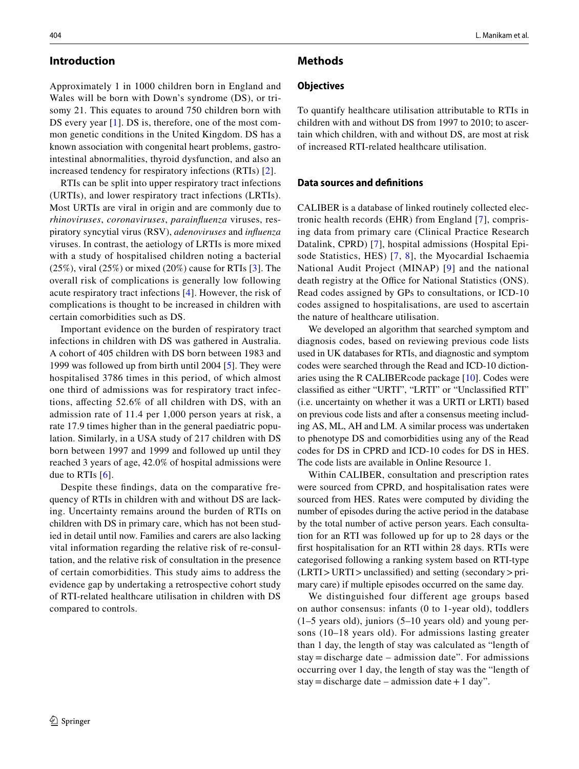## Introduction

Approximately 1 in 1000 children born in England and Wales will be born with Down's syndrome (DS), or trisomy 21. This equates to around 750 children born with DS every year [1]. DS is, therefore, one of the most common genetic conditions in the United Kingdom. DS has a known association with congenital heart problems, gastrointestinal abnormalities, thyroid dysfunction, and also an increased tendency for respiratory infections (RTIs) [2].

RTIs can be split into upper respiratory tract infections (URTIs), and lower respiratory tract infections (LRTIs). Most URTIs are viral in origin and are commonly due to *rhinoviruses*, *coronaviruses*, *parainfluenza* viruses, respiratory syncytial virus (RSV), *adenoviruses* and *influenza* viruses. In contrast, the aetiology of LRTIs is more mixed with a study of hospitalised children noting a bacterial (25%), viral (25%) or mixed (20%) cause for RTIs [3]. The overall risk of complications is generally low following acute respiratory tract infections [4]. However, the risk of complications is thought to be increased in children with certain comorbidities such as DS.

Important evidence on the burden of respiratory tract infections in children with DS was gathered in Australia. A cohort of 405 children with DS born between 1983 and 1999 was followed up from birth until 2004 [5]. They were hospitalised 3786 times in this period, of which almost one third of admissions was for respiratory tract infections, affecting 52.6% of all children with DS, with an admission rate of 11.4 per 1,000 person years at risk, a rate 17.9 times higher than in the general paediatric population. Similarly, in a USA study of 217 children with DS born between 1997 and 1999 and followed up until they reached 3 years of age, 42.0% of hospital admissions were due to RTIs [6].

Despite these findings, data on the comparative frequency of RTIs in children with and without DS are lacking. Uncertainty remains around the burden of RTIs on children with DS in primary care, which has not been studied in detail until now. Families and carers are also lacking vital information regarding the relative risk of re-consultation, and the relative risk of consultation in the presence of certain comorbidities. This study aims to address the evidence gap by undertaking a retrospective cohort study of RTI-related healthcare utilisation in children with DS compared to controls.

## Methods

### Objectives

To quantify healthcare utilisation attributable to RTIs in children with and without DS from 1997 to 2010; to ascertain which children, with and without DS, are most at risk of increased RTI-related healthcare utilisation.

### Data sources and definitions

CALIBER is a database of linked routinely collected electronic health records (EHR) from England [7], comprising data from primary care (Clinical Practice Research Datalink, CPRD) [7], hospital admissions (Hospital Episode Statistics, HES) [7, 8], the Myocardial Ischaemia National Audit Project (MINAP) [9] and the national death registry at the Office for National Statistics (ONS). Read codes assigned by GPs to consultations, or ICD-10 codes assigned to hospitalisations, are used to ascertain the nature of healthcare utilisation.

We developed an algorithm that searched symptom and diagnosis codes, based on reviewing previous code lists used in UK databases for RTIs, and diagnostic and symptom codes were searched through the Read and ICD-10 dictionaries using the R CALIBERcode package [10]. Codes were classified as either "URTI", "LRTI" or "Unclassified RTI" (i.e. uncertainty on whether it was a URTI or LRTI) based on previous code lists and after a consensus meeting including AS, ML, AH and LM. A similar process was undertaken to phenotype DS and comorbidities using any of the Read codes for DS in CPRD and ICD-10 codes for DS in HES. The code lists are available in Online Resource 1.

Within CALIBER, consultation and prescription rates were sourced from CPRD, and hospitalisation rates were sourced from HES. Rates were computed by dividing the number of episodes during the active period in the database by the total number of active person years. Each consultation for an RTI was followed up for up to 28 days or the first hospitalisation for an RTI within 28 days. RTIs were categorised following a ranking system based on RTI-type (LRTI > URTI > unclassified) and setting (secondary > primary care) if multiple episodes occurred on the same day.

We distinguished four different age groups based on author consensus: infants (0 to 1-year old), toddlers (1–5 years old), juniors (5–10 years old) and young persons (10–18 years old). For admissions lasting greater than 1 day, the length of stay was calculated as "length of stay = discharge date – admission date". For admissions occurring over 1 day, the length of stay was the "length of stay = discharge date – admission date + 1 day".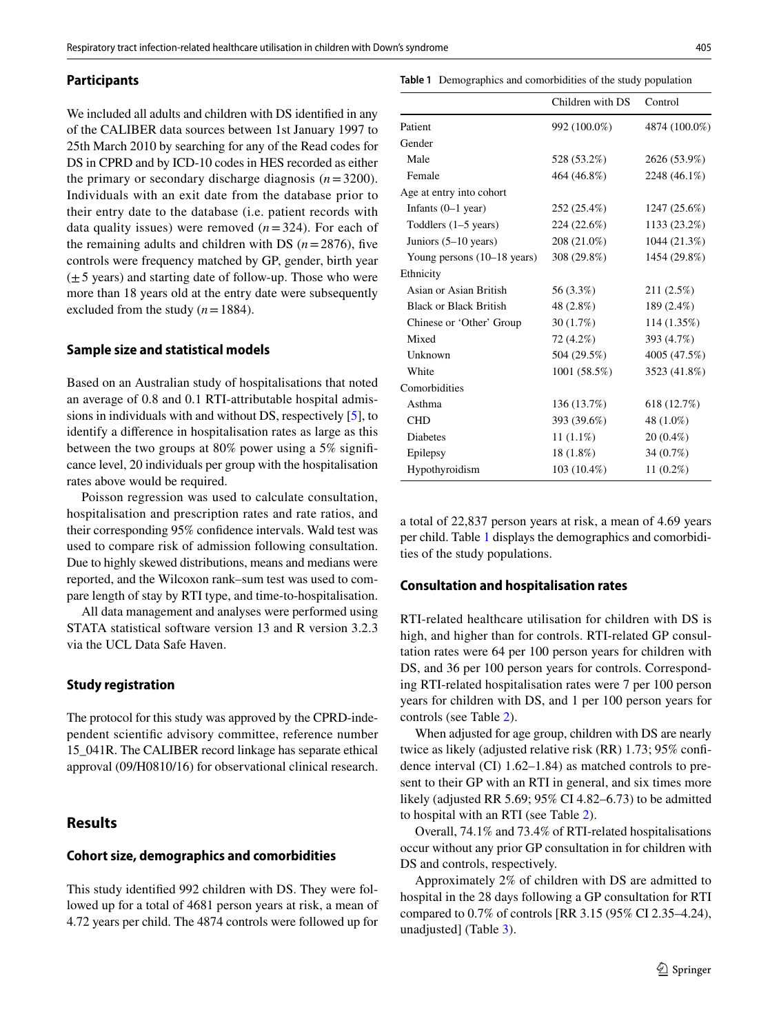## Participants

We included all adults and children with DS identified in any of the CALIBER data sources between 1st January 1997 to 25th March 2010 by searching for any of the Read codes for DS in CPRD and by ICD-10 codes in HES recorded as either the primary or secondary discharge diagnosis ($n = 3200$). Individuals with an exit date from the database prior to their entry date to the database (i.e. patient records with data quality issues) were removed ($n = 324$). For each of the remaining adults and children with DS ($n = 2876$), five controls were frequency matched by GP, gender, birth year (± 5 years) and starting date of follow-up. Those who were more than 18 years old at the entry date were subsequently excluded from the study ($n = 1884$).

## Sample size and statistical models

Based on an Australian study of hospitalisations that noted an average of 0.8 and 0.1 RTI-attributable hospital admissions in individuals with and without DS, respectively [5], to identify a difference in hospitalisation rates as large as this between the two groups at 80% power using a 5% significance level, 20 individuals per group with the hospitalisation rates above would be required.

Poisson regression was used to calculate consultation, hospitalisation and prescription rates and rate ratios, and their corresponding 95% confidence intervals. Wald test was used to compare risk of admission following consultation. Due to highly skewed distributions, means and medians were reported, and the Wilcoxon rank–sum test was used to compare length of stay by RTI type, and time-to-hospitalisation.

All data management and analyses were performed using STATA statistical software version 13 and R version 3.2.3 via the UCL Data Safe Haven.

## Study registration

The protocol for this study was approved by the CPRD-independent scientific advisory committee, reference number 15_041R. The CALIBER record linkage has separate ethical approval (09/H0810/16) for observational clinical research.

# Results

## Cohort size, demographics and comorbidities

This study identified 992 children with DS. They were followed up for a total of 4681 person years at risk, a mean of 4.72 years per child. The 4874 controls were followed up for a total of 22,837 person years at risk, a mean of 4.69 years per child. Table 1 displays the demographics and comorbidities of the study populations.

**Table 1** Demographics and comorbidities of the study population

| | Children with DS | Control |
|---|---|---|
| Patient | 992 (100.0%) | 4874 (100.0%) |
| Gender | | |
| Male | 528 (53.2%) | 2626 (53.9%) |
| Female | 464 (46.8%) | 2248 (46.1%) |
| Age at entry into cohort | | |
| Infants (0–1 year) | 252 (25.4%) | 1247 (25.6%) |
| Toddlers (1–5 years) | 224 (22.6%) | 1133 (23.2%) |
| Juniors (5–10 years) | 208 (21.0%) | 1044 (21.3%) |
| Young persons (10–18 years) | 308 (29.8%) | 1454 (29.8%) |
| Ethnicity | | |
| Asian or Asian British | 56 (3.3%) | 211 (2.5%) |
| Black or Black British | 48 (2.8%) | 189 (2.4%) |
| Chinese or 'Other' Group | 30 (1.7%) | 114 (1.35%) |
| Mixed | 72 (4.2%) | 393 (4.7%) |
| Unknown | 504 (29.5%) | 4005 (47.5%) |
| White | 1001 (58.5%) | 3523 (41.8%) |
| Comorbidities | | |
| Asthma | 136 (13.7%) | 618 (12.7%) |
| CHD | 393 (39.6%) | 48 (1.0%) |
| Diabetes | 11 (1.1%) | 20 (0.4%) |
| Epilepsy | 18 (1.8%) | 34 (0.7%) |
| Hypothyroidism | 103 (10.4%) | 11 (0.2%) |

## Consultation and hospitalisation rates

RTI-related healthcare utilisation for children with DS is high, and higher than for controls. RTI-related GP consultation rates were 64 per 100 person years for children with DS, and 36 per 100 person years for controls. Corresponding RTI-related hospitalisation rates were 7 per 100 person years for children with DS, and 1 per 100 person years for controls (see Table 2).

When adjusted for age group, children with DS are nearly twice as likely (adjusted relative risk (RR) 1.73; 95% confidence interval (CI) 1.62–1.84) as matched controls to present to their GP with an RTI in general, and six times more likely (adjusted RR 5.69; 95% CI 4.82–6.73) to be admitted to hospital with an RTI (see Table 2).

Overall, 74.1% and 73.4% of RTI-related hospitalisations occur without any prior GP consultation in for children with DS and controls, respectively.

Approximately 2% of children with DS are admitted to hospital in the 28 days following a GP consultation for RTI compared to 0.7% of controls [RR 3.15 (95% CI 2.35–4.24), unadjusted] (Table 3).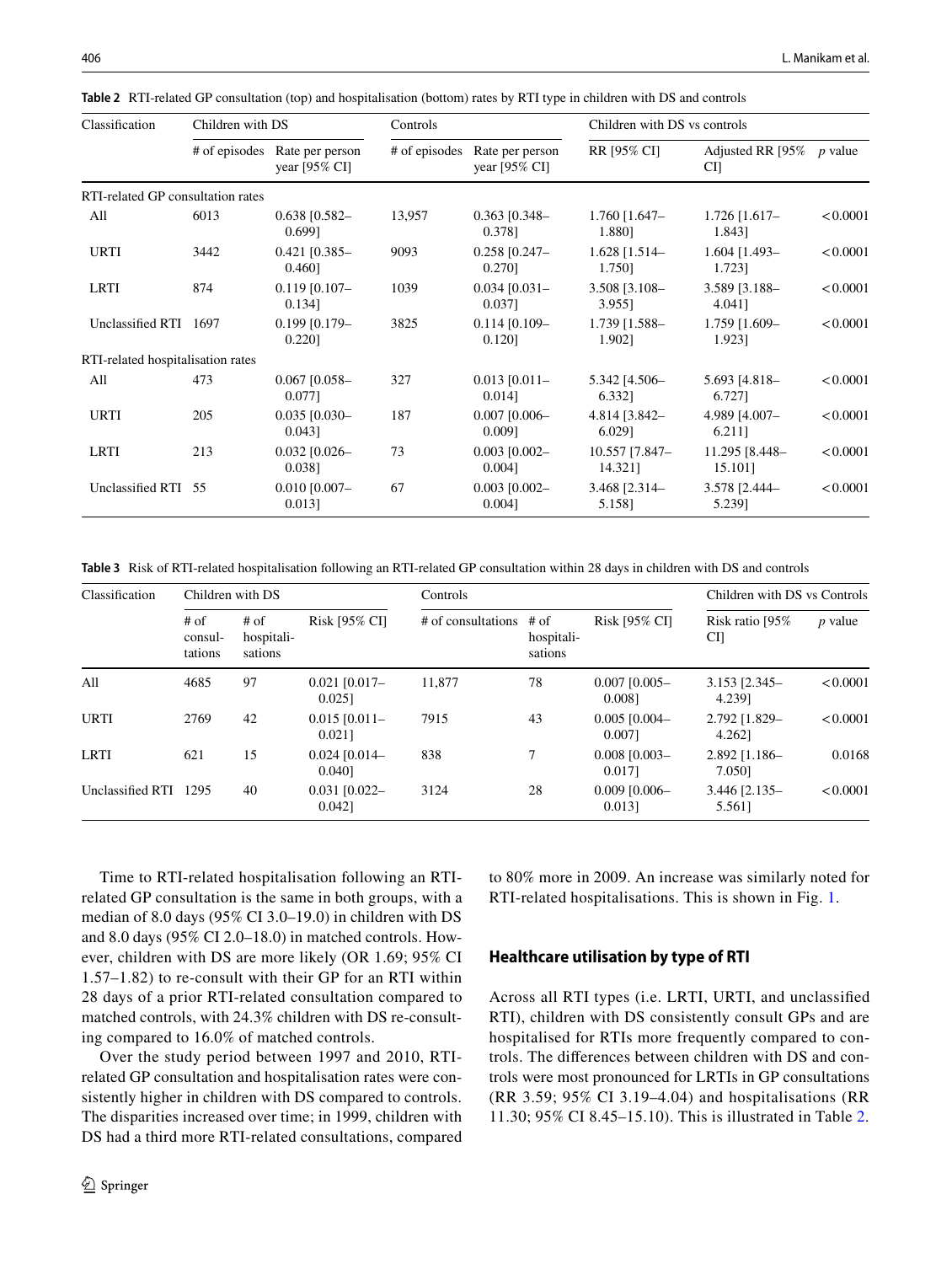**Table 2** RTI-related GP consultation (top) and hospitalisation (bottom) rates by RTI type in children with DS and controls

| Classification | Children with DS | | Controls | | Children with DS vs controls | | |
|---|---|---|---|---|---|---|---|
| | # of episodes | Rate per person year [95% CI] | # of episodes | Rate per person year [95% CI] | RR [95% CI] | Adjusted RR [95% CI] | *p* value |
| RTI-related GP consultation rates | | | | | | | |
| All | 6013 | 0.638 [0.582–0.699] | 13,957 | 0.363 [0.348–0.378] | 1.760 [1.647–1.880] | 1.726 [1.617–1.843] | < 0.0001 |
| URTI | 3442 | 0.421 [0.385–0.460] | 9093 | 0.258 [0.247–0.270] | 1.628 [1.514–1.750] | 1.604 [1.493–1.723] | < 0.0001 |
| LRTI | 874 | 0.119 [0.107–0.134] | 1039 | 0.034 [0.031–0.037] | 3.508 [3.108–3.955] | 3.589 [3.188–4.041] | < 0.0001 |
| Unclassified RTI | 1697 | 0.199 [0.179–0.220] | 3825 | 0.114 [0.109–0.120] | 1.739 [1.588–1.902] | 1.759 [1.609–1.923] | < 0.0001 |
| RTI-related hospitalisation rates | | | | | | | |
| All | 473 | 0.067 [0.058–0.077] | 327 | 0.013 [0.011–0.014] | 5.342 [4.506–6.332] | 5.693 [4.818–6.727] | < 0.0001 |
| URTI | 205 | 0.035 [0.030–0.043] | 187 | 0.007 [0.006–0.009] | 4.814 [3.842–6.029] | 4.989 [4.007–6.211] | < 0.0001 |
| LRTI | 213 | 0.032 [0.026–0.038] | 73 | 0.003 [0.002–0.004] | 10.557 [7.847–14.321] | 11.295 [8.448–15.101] | < 0.0001 |
| Unclassified RTI | 55 | 0.010 [0.007–0.013] | 67 | 0.003 [0.002–0.004] | 3.468 [2.314–5.158] | 3.578 [2.444–5.239] | < 0.0001 |

**Table 3** Risk of RTI-related hospitalisation following an RTI-related GP consultation within 28 days in children with DS and controls

| Classification | Children with DS | | | Controls | | | Children with DS vs Controls | |
|---|---|---|---|---|---|---|---|---|
| | # of consultations | # of hospitalisations | Risk [95% CI] | # of consultations | # of hospitalisations | Risk [95% CI] | Risk ratio [95% CI] | *p* value |
| All | 4685 | 97 | 0.021 [0.017–0.025] | 11,877 | 78 | 0.007 [0.005–0.008] | 3.153 [2.345–4.239] | < 0.0001 |
| URTI | 2769 | 42 | 0.015 [0.011–0.021] | 7915 | 43 | 0.005 [0.004–0.007] | 2.792 [1.829–4.262] | < 0.0001 |
| LRTI | 621 | 15 | 0.024 [0.014–0.040] | 838 | 7 | 0.008 [0.003–0.017] | 2.892 [1.186–7.050] | 0.0168 |
| Unclassified RTI | 1295 | 40 | 0.031 [0.022–0.042] | 3124 | 28 | 0.009 [0.006–0.013] | 3.446 [2.135–5.561] | < 0.0001 |

Time to RTI-related hospitalisation following an RTI-related GP consultation is the same in both groups, with a median of 8.0 days (95% CI 3.0–19.0) in children with DS and 8.0 days (95% CI 2.0–18.0) in matched controls. However, children with DS are more likely (OR 1.69; 95% CI 1.57–1.82) to re-consult with their GP for an RTI within 28 days of a prior RTI-related consultation compared to matched controls, with 24.3% children with DS re-consulting compared to 16.0% of matched controls.

Over the study period between 1997 and 2010, RTI-related GP consultation and hospitalisation rates were consistently higher in children with DS compared to controls. The disparities increased over time; in 1999, children with DS had a third more RTI-related consultations, compared to 80% more in 2009. An increase was similarly noted for RTI-related hospitalisations. This is shown in Fig. 1.

## Healthcare utilisation by type of RTI

Across all RTI types (i.e. LRTI, URTI, and unclassified RTI), children with DS consistently consult GPs and are hospitalised for RTIs more frequently compared to controls. The differences between children with DS and controls were most pronounced for LRTIs in GP consultations (RR 3.59; 95% CI 3.19–4.04) and hospitalisations (RR 11.30; 95% CI 8.45–15.10). This is illustrated in Table 2.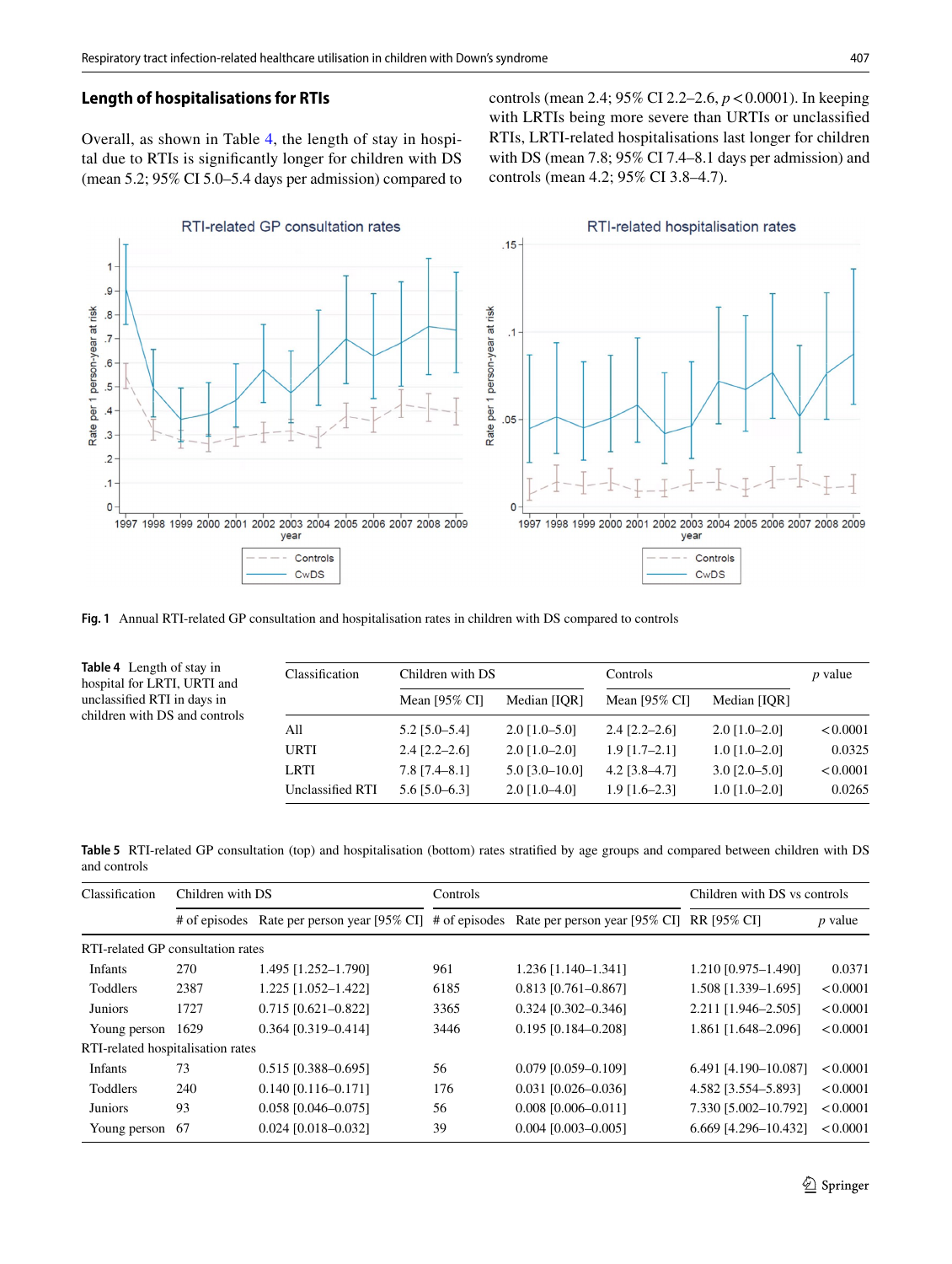## Length of hospitalisations for RTIs

Overall, as shown in Table 4, the length of stay in hospital due to RTIs is significantly longer for children with DS (mean 5.2; 95% CI 5.0–5.4 days per admission) compared to controls (mean 2.4; 95% CI 2.2–2.6, $p < 0.0001$). In keeping with LRTIs being more severe than URTIs or unclassified RTIs, LRTI-related hospitalisations last longer for children with DS (mean 7.8; 95% CI 7.4–8.1 days per admission) and controls (mean 4.2; 95% CI 3.8–4.7).

**Fig. 1** Annual RTI-related GP consultation and hospitalisation rates in children with DS compared to controls

**Table 4** Length of stay in hospital for LRTI, URTI and unclassified RTI in days in children with DS and controls

| Classification | Children with DS | | Controls | | *p* value |
|---|---|---|---|---|---|
| | Mean [95% CI] | Median [IQR] | Mean [95% CI] | Median [IQR] | |
| All | 5.2 [5.0–5.4] | 2.0 [1.0–5.0] | 2.4 [2.2–2.6] | 2.0 [1.0–2.0] | <0.0001 |
| URTI | 2.4 [2.2–2.6] | 2.0 [1.0–2.0] | 1.9 [1.7–2.1] | 1.0 [1.0–2.0] | 0.0325 |
| LRTI | 7.8 [7.4–8.1] | 5.0 [3.0–10.0] | 4.2 [3.8–4.7] | 3.0 [2.0–5.0] | <0.0001 |
| Unclassified RTI | 5.6 [5.0–6.3] | 2.0 [1.0–4.0] | 1.9 [1.6–2.3] | 1.0 [1.0–2.0] | 0.0265 |

**Table 5** RTI-related GP consultation (top) and hospitalisation (bottom) rates stratified by age groups and compared between children with DS and controls

| Classification | Children with DS | | Controls | | Children with DS vs controls | |
|---|---|---|---|---|---|---|
| | # of episodes | Rate per person year [95% CI] | # of episodes | Rate per person year [95% CI] | RR [95% CI] | *p* value |
| RTI-related GP consultation rates | | | | | | |
| Infants | 270 | 1.495 [1.252–1.790] | 961 | 1.236 [1.140–1.341] | 1.210 [0.975–1.490] | 0.0371 |
| Toddlers | 2387 | 1.225 [1.052–1.422] | 6185 | 0.813 [0.761–0.867] | 1.508 [1.339–1.695] | <0.0001 |
| Juniors | 1727 | 0.715 [0.621–0.822] | 3365 | 0.324 [0.302–0.346] | 2.211 [1.946–2.505] | <0.0001 |
| Young person | 1629 | 0.364 [0.319–0.414] | 3446 | 0.195 [0.184–0.208] | 1.861 [1.648–2.096] | <0.0001 |
| RTI-related hospitalisation rates | | | | | | |
| Infants | 73 | 0.515 [0.388–0.695] | 56 | 0.079 [0.059–0.109] | 6.491 [4.190–10.087] | <0.0001 |
| Toddlers | 240 | 0.140 [0.116–0.171] | 176 | 0.031 [0.026–0.036] | 4.582 [3.554–5.893] | <0.0001 |
| Juniors | 93 | 0.058 [0.046–0.075] | 56 | 0.008 [0.006–0.011] | 7.330 [5.002–10.792] | <0.0001 |
| Young person | 67 | 0.024 [0.018–0.032] | 39 | 0.004 [0.003–0.005] | 6.669 [4.296–10.432] | <0.0001 |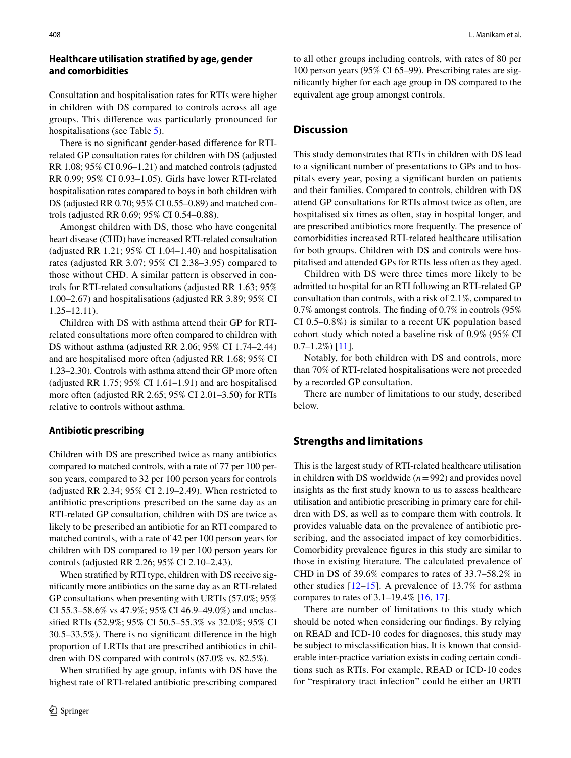### Healthcare utilisation stratified by age, gender and comorbidities

Consultation and hospitalisation rates for RTIs were higher in children with DS compared to controls across all age groups. This difference was particularly pronounced for hospitalisations (see Table 5).

There is no significant gender-based difference for RTI-related GP consultation rates for children with DS (adjusted RR 1.08; 95% CI 0.96–1.21) and matched controls (adjusted RR 0.99; 95% CI 0.93–1.05). Girls have lower RTI-related hospitalisation rates compared to boys in both children with DS (adjusted RR 0.70; 95% CI 0.55–0.89) and matched controls (adjusted RR 0.69; 95% CI 0.54–0.88).

Amongst children with DS, those who have congenital heart disease (CHD) have increased RTI-related consultation (adjusted RR 1.21; 95% CI 1.04–1.40) and hospitalisation rates (adjusted RR 3.07; 95% CI 2.38–3.95) compared to those without CHD. A similar pattern is observed in controls for RTI-related consultations (adjusted RR 1.63; 95% 1.00–2.67) and hospitalisations (adjusted RR 3.89; 95% CI 1.25–12.11).

Children with DS with asthma attend their GP for RTI-related consultations more often compared to children with DS without asthma (adjusted RR 2.06; 95% CI 1.74–2.44) and are hospitalised more often (adjusted RR 1.68; 95% CI 1.23–2.30). Controls with asthma attend their GP more often (adjusted RR 1.75; 95% CI 1.61–1.91) and are hospitalised more often (adjusted RR 2.65; 95% CI 2.01–3.50) for RTIs relative to controls without asthma.

### Antibiotic prescribing

Children with DS are prescribed twice as many antibiotics compared to matched controls, with a rate of 77 per 100 person years, compared to 32 per 100 person years for controls (adjusted RR 2.34; 95% CI 2.19–2.49). When restricted to antibiotic prescriptions prescribed on the same day as an RTI-related GP consultation, children with DS are twice as likely to be prescribed an antibiotic for an RTI compared to matched controls, with a rate of 42 per 100 person years for children with DS compared to 19 per 100 person years for controls (adjusted RR 2.26; 95% CI 2.10–2.43).

When stratified by RTI type, children with DS receive significantly more antibiotics on the same day as an RTI-related GP consultations when presenting with URTIs (57.0%; 95% CI 55.3–58.6% vs 47.9%; 95% CI 46.9–49.0%) and unclassified RTIs (52.9%; 95% CI 50.5–55.3% vs 32.0%; 95% CI 30.5–33.5%). There is no significant difference in the high proportion of LRTIs that are prescribed antibiotics in children with DS compared with controls (87.0% vs. 82.5%).

When stratified by age group, infants with DS have the highest rate of RTI-related antibiotic prescribing compared to all other groups including controls, with rates of 80 per 100 person years (95% CI 65–99). Prescribing rates are significantly higher for each age group in DS compared to the equivalent age group amongst controls.

## Discussion

This study demonstrates that RTIs in children with DS lead to a significant number of presentations to GPs and to hospitals every year, posing a significant burden on patients and their families. Compared to controls, children with DS attend GP consultations for RTIs almost twice as often, are hospitalised six times as often, stay in hospital longer, and are prescribed antibiotics more frequently. The presence of comorbidities increased RTI-related healthcare utilisation for both groups. Children with DS and controls were hospitalised and attended GPs for RTIs less often as they aged.

Children with DS were three times more likely to be admitted to hospital for an RTI following an RTI-related GP consultation than controls, with a risk of 2.1%, compared to 0.7% amongst controls. The finding of 0.7% in controls (95% CI 0.5–0.8%) is similar to a recent UK population based cohort study which noted a baseline risk of 0.9% (95% CI 0.7–1.2%) [11].

Notably, for both children with DS and controls, more than 70% of RTI-related hospitalisations were not preceded by a recorded GP consultation.

There are number of limitations to our study, described below.

## Strengths and limitations

This is the largest study of RTI-related healthcare utilisation in children with DS worldwide ($n = 992$) and provides novel insights as the first study known to us to assess healthcare utilisation and antibiotic prescribing in primary care for children with DS, as well as to compare them with controls. It provides valuable data on the prevalence of antibiotic prescribing, and the associated impact of key comorbidities. Comorbidity prevalence figures in this study are similar to those in existing literature. The calculated prevalence of CHD in DS of 39.6% compares to rates of 33.7–58.2% in other studies [12–15]. A prevalence of 13.7% for asthma compares to rates of 3.1–19.4% [16, 17].

There are number of limitations to this study which should be noted when considering our findings. By relying on READ and ICD-10 codes for diagnoses, this study may be subject to misclassification bias. It is known that considerable inter-practice variation exists in coding certain conditions such as RTIs. For example, READ or ICD-10 codes for "respiratory tract infection" could be either an URTI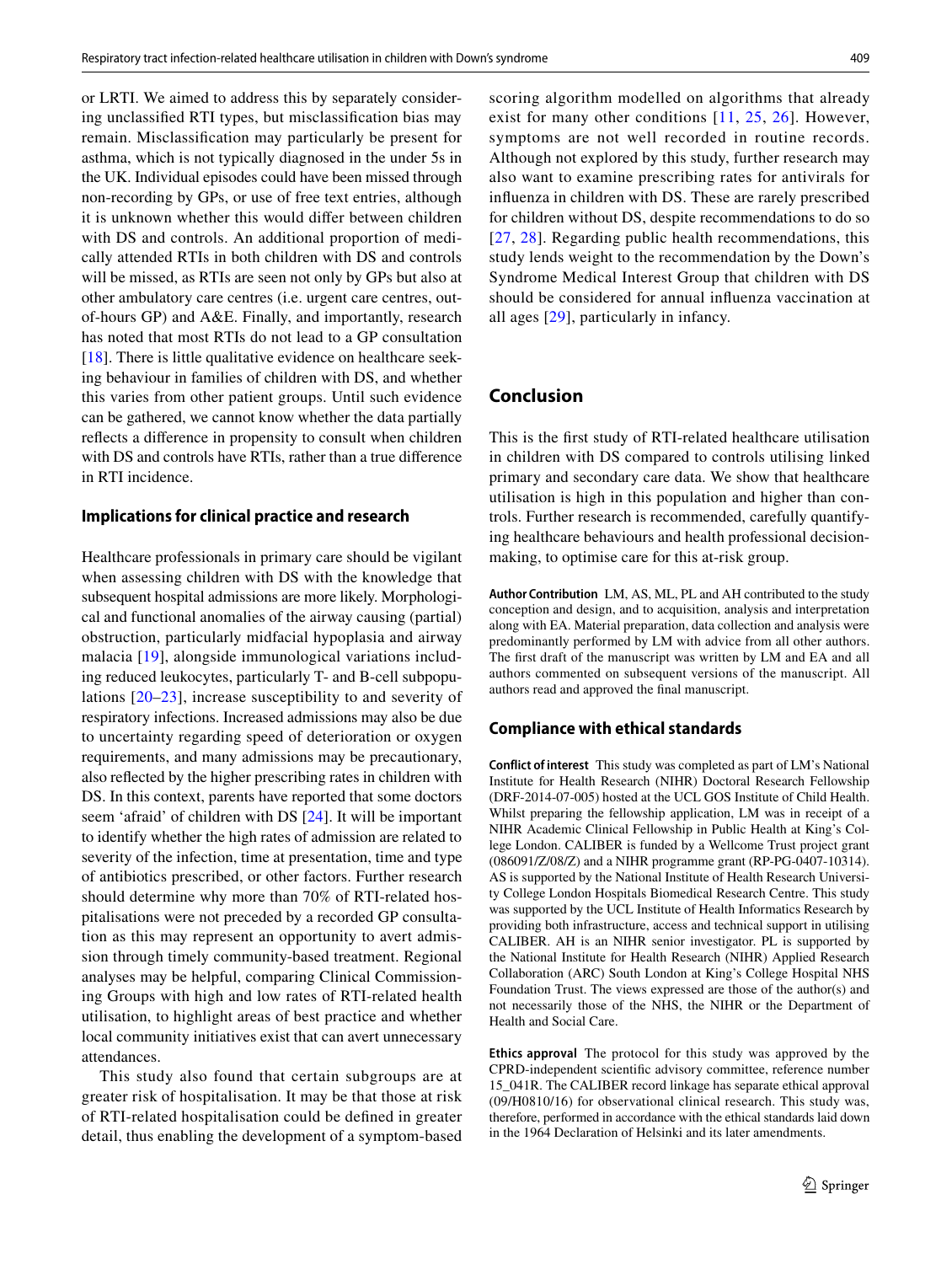or LRTI. We aimed to address this by separately considering unclassified RTI types, but misclassification bias may remain. Misclassification may particularly be present for asthma, which is not typically diagnosed in the under 5s in the UK. Individual episodes could have been missed through non-recording by GPs, or use of free text entries, although it is unknown whether this would differ between children with DS and controls. An additional proportion of medically attended RTIs in both children with DS and controls will be missed, as RTIs are seen not only by GPs but also at other ambulatory care centres (i.e. urgent care centres, out-of-hours GP) and A&E. Finally, and importantly, research has noted that most RTIs do not lead to a GP consultation [18]. There is little qualitative evidence on healthcare seeking behaviour in families of children with DS, and whether this varies from other patient groups. Until such evidence can be gathered, we cannot know whether the data partially reflects a difference in propensity to consult when children with DS and controls have RTIs, rather than a true difference in RTI incidence.

### Implications for clinical practice and research

Healthcare professionals in primary care should be vigilant when assessing children with DS with the knowledge that subsequent hospital admissions are more likely. Morphological and functional anomalies of the airway causing (partial) obstruction, particularly midfacial hypoplasia and airway malacia [19], alongside immunological variations including reduced leukocytes, particularly T- and B-cell subpopulations [20–23], increase susceptibility to and severity of respiratory infections. Increased admissions may also be due to uncertainty regarding speed of deterioration or oxygen requirements, and many admissions may be precautionary, also reflected by the higher prescribing rates in children with DS. In this context, parents have reported that some doctors seem 'afraid' of children with DS [24]. It will be important to identify whether the high rates of admission are related to severity of the infection, time at presentation, time and type of antibiotics prescribed, or other factors. Further research should determine why more than 70% of RTI-related hospitalisations were not preceded by a recorded GP consultation as this may represent an opportunity to avert admission through timely community-based treatment. Regional analyses may be helpful, comparing Clinical Commissioning Groups with high and low rates of RTI-related health utilisation, to highlight areas of best practice and whether local community initiatives exist that can avert unnecessary attendances.

This study also found that certain subgroups are at greater risk of hospitalisation. It may be that those at risk of RTI-related hospitalisation could be defined in greater detail, thus enabling the development of a symptom-based scoring algorithm modelled on algorithms that already exist for many other conditions [11, 25, 26]. However, symptoms are not well recorded in routine records. Although not explored by this study, further research may also want to examine prescribing rates for antivirals for influenza in children with DS. These are rarely prescribed for children without DS, despite recommendations to do so [27, 28]. Regarding public health recommendations, this study lends weight to the recommendation by the Down's Syndrome Medical Interest Group that children with DS should be considered for annual influenza vaccination at all ages [29], particularly in infancy.

## Conclusion

This is the first study of RTI-related healthcare utilisation in children with DS compared to controls utilising linked primary and secondary care data. We show that healthcare utilisation is high in this population and higher than controls. Further research is recommended, carefully quantifying healthcare behaviours and health professional decision-making, to optimise care for this at-risk group.

**Author Contribution** LM, AS, ML, PL and AH contributed to the study conception and design, and to acquisition, analysis and interpretation along with EA. Material preparation, data collection and analysis were predominantly performed by LM with advice from all other authors. The first draft of the manuscript was written by LM and EA and all authors commented on subsequent versions of the manuscript. All authors read and approved the final manuscript.

### Compliance with ethical standards

**Conflict of interest** This study was completed as part of LM's National Institute for Health Research (NIHR) Doctoral Research Fellowship (DRF-2014-07-005) hosted at the UCL GOS Institute of Child Health. Whilst preparing the fellowship application, LM was in receipt of a NIHR Academic Clinical Fellowship in Public Health at King's College London. CALIBER is funded by a Wellcome Trust project grant (086091/Z/08/Z) and a NIHR programme grant (RP-PG-0407-10314). AS is supported by the National Institute of Health Research University College London Hospitals Biomedical Research Centre. This study was supported by the UCL Institute of Health Informatics Research by providing both infrastructure, access and technical support in utilising CALIBER. AH is an NIHR senior investigator. PL is supported by the National Institute for Health Research (NIHR) Applied Research Collaboration (ARC) South London at King's College Hospital NHS Foundation Trust. The views expressed are those of the author(s) and not necessarily those of the NHS, the NIHR or the Department of Health and Social Care.

**Ethics approval** The protocol for this study was approved by the CPRD-independent scientific advisory committee, reference number 15_041R. The CALIBER record linkage has separate ethical approval (09/H0810/16) for observational clinical research. This study was, therefore, performed in accordance with the ethical standards laid down in the 1964 Declaration of Helsinki and its later amendments.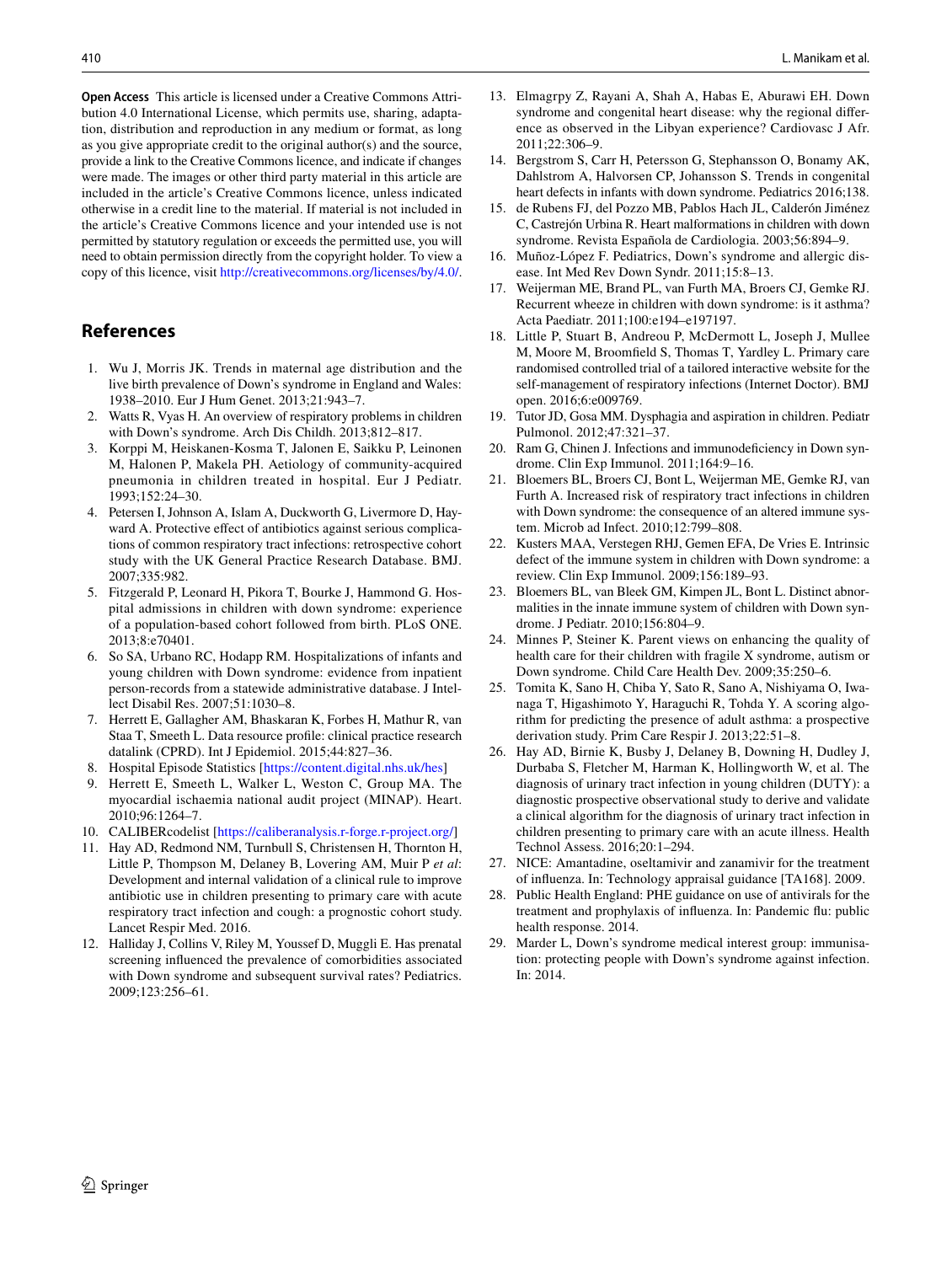**Open Access** This article is licensed under a Creative Commons Attribution 4.0 International License, which permits use, sharing, adaptation, distribution and reproduction in any medium or format, as long as you give appropriate credit to the original author(s) and the source, provide a link to the Creative Commons licence, and indicate if changes were made. The images or other third party material in this article are included in the article's Creative Commons licence, unless indicated otherwise in a credit line to the material. If material is not included in the article's Creative Commons licence and your intended use is not permitted by statutory regulation or exceeds the permitted use, you will need to obtain permission directly from the copyright holder. To view a copy of this licence, visit http://creativecommons.org/licenses/by/4.0/.

## References

1. Wu J, Morris JK. Trends in maternal age distribution and the live birth prevalence of Down's syndrome in England and Wales: 1938–2010. Eur J Hum Genet. 2013;21:943–7.
2. Watts R, Vyas H. An overview of respiratory problems in children with Down's syndrome. Arch Dis Childh. 2013;812–817.
3. Korppi M, Heiskanen-Kosma T, Jalonen E, Saikku P, Leinonen M, Halonen P, Makela PH. Aetiology of community-acquired pneumonia in children treated in hospital. Eur J Pediatr. 1993;152:24–30.
4. Petersen I, Johnson A, Islam A, Duckworth G, Livermore D, Hayward A. Protective effect of antibiotics against serious complications of common respiratory tract infections: retrospective cohort study with the UK General Practice Research Database. BMJ. 2007;335:982.
5. Fitzgerald P, Leonard H, Pikora T, Bourke J, Hammond G. Hospital admissions in children with down syndrome: experience of a population-based cohort followed from birth. PLoS ONE. 2013;8:e70401.
6. So SA, Urbano RC, Hodapp RM. Hospitalizations of infants and young children with Down syndrome: evidence from inpatient person-records from a statewide administrative database. J Intellect Disabil Res. 2007;51:1030–8.
7. Herrett E, Gallagher AM, Bhaskaran K, Forbes H, Mathur R, van Staa T, Smeeth L. Data resource profile: clinical practice research datalink (CPRD). Int J Epidemiol. 2015;44:827–36.
8. Hospital Episode Statistics [https://content.digital.nhs.uk/hes]
9. Herrett E, Smeeth L, Walker L, Weston C, Group MA. The myocardial ischaemia national audit project (MINAP). Heart. 2010;96:1264–7.
10. CALIBERcodelist [https://caliberanalysis.r-forge.r-project.org/]
11. Hay AD, Redmond NM, Turnbull S, Christensen H, Thornton H, Little P, Thompson M, Delaney B, Lovering AM, Muir P *et al*: Development and internal validation of a clinical rule to improve antibiotic use in children presenting to primary care with acute respiratory tract infection and cough: a prognostic cohort study. Lancet Respir Med. 2016.
12. Halliday J, Collins V, Riley M, Youssef D, Muggli E. Has prenatal screening influenced the prevalence of comorbidities associated with Down syndrome and subsequent survival rates? Pediatrics. 2009;123:256–61.
13. Elmagrpy Z, Rayani A, Shah A, Habas E, Aburawi EH. Down syndrome and congenital heart disease: why the regional difference as observed in the Libyan experience? Cardiovasc J Afr. 2011;22:306–9.
14. Bergstrom S, Carr H, Petersson G, Stephansson O, Bonamy AK, Dahlstrom A, Halvorsen CP, Johansson S. Trends in congenital heart defects in infants with down syndrome. Pediatrics 2016;138.
15. de Rubens FJ, del Pozzo MB, Pablos Hach JL, Calderón Jiménez C, Castrejón Urbina R. Heart malformations in children with down syndrome. Revista Española de Cardiologia. 2003;56:894–9.
16. Muñoz-López F. Pediatrics, Down's syndrome and allergic disease. Int Med Rev Down Syndr. 2011;15:8–13.
17. Weijerman ME, Brand PL, van Furth MA, Broers CJ, Gemke RJ. Recurrent wheeze in children with down syndrome: is it asthma? Acta Paediatr. 2011;100:e194–e197197.
18. Little P, Stuart B, Andreou P, McDermott L, Joseph J, Mullee M, Moore M, Broomfield S, Thomas T, Yardley L. Primary care randomised controlled trial of a tailored interactive website for the self-management of respiratory infections (Internet Doctor). BMJ open. 2016;6:e009769.
19. Tutor JD, Gosa MM. Dysphagia and aspiration in children. Pediatr Pulmonol. 2012;47:321–37.
20. Ram G, Chinen J. Infections and immunodeficiency in Down syndrome. Clin Exp Immunol. 2011;164:9–16.
21. Bloemers BL, Broers CJ, Bont L, Weijerman ME, Gemke RJ, van Furth A. Increased risk of respiratory tract infections in children with Down syndrome: the consequence of an altered immune system. Microb ad Infect. 2010;12:799–808.
22. Kusters MAA, Verstegen RHJ, Gemen EFA, De Vries E. Intrinsic defect of the immune system in children with Down syndrome: a review. Clin Exp Immunol. 2009;156:189–93.
23. Bloemers BL, van Bleek GM, Kimpen JL, Bont L. Distinct abnormalities in the innate immune system of children with Down syndrome. J Pediatr. 2010;156:804–9.
24. Minnes P, Steiner K. Parent views on enhancing the quality of health care for their children with fragile X syndrome, autism or Down syndrome. Child Care Health Dev. 2009;35:250–6.
25. Tomita K, Sano H, Chiba Y, Sato R, Sano A, Nishiyama O, Iwanaga T, Higashimoto Y, Haraguchi R, Tohda Y. A scoring algorithm for predicting the presence of adult asthma: a prospective derivation study. Prim Care Respir J. 2013;22:51–8.
26. Hay AD, Birnie K, Busby J, Delaney B, Downing H, Dudley J, Durbaba S, Fletcher M, Harman K, Hollingworth W, et al. The diagnosis of urinary tract infection in young children (DUTY): a diagnostic prospective observational study to derive and validate a clinical algorithm for the diagnosis of urinary tract infection in children presenting to primary care with an acute illness. Health Technol Assess. 2016;20:1–294.
27. NICE: Amantadine, oseltamivir and zanamivir for the treatment of influenza. In: Technology appraisal guidance [TA168]. 2009.
28. Public Health England: PHE guidance on use of antivirals for the treatment and prophylaxis of influenza. In: Pandemic flu: public health response. 2014.
29. Marder L, Down's syndrome medical interest group: immunisation: protecting people with Down's syndrome against infection. In: 2014.